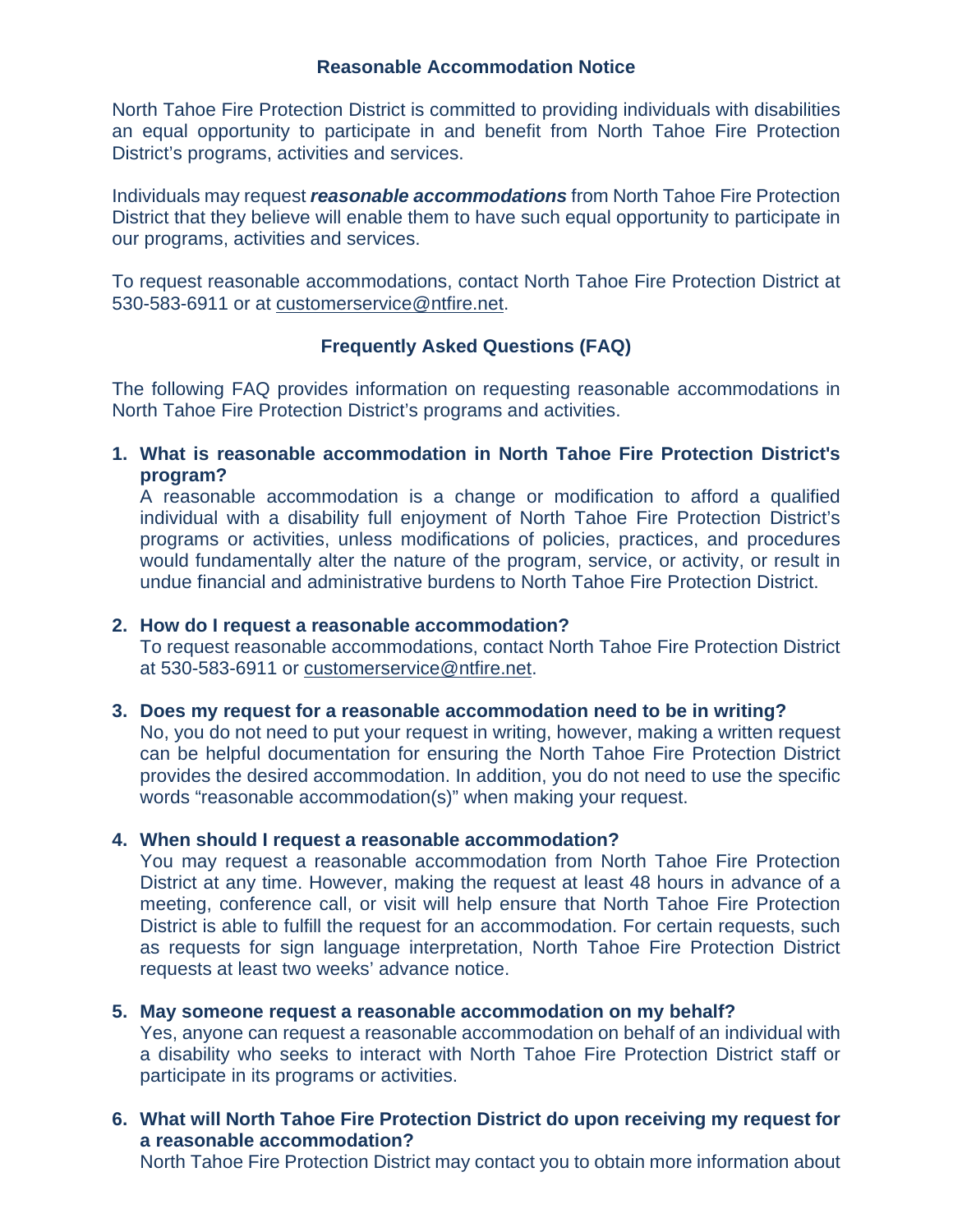## Reasonable Accommodation Notice

North Tahoe Fire Protection District is committed to providing individuals with disabilities an equal opportunity to participate in and benefit from North Tahoe Fire Protection District's programs, activities and services.

Individuals may request ***reasonable accommodations*** from North Tahoe Fire Protection District that they believe will enable them to have such equal opportunity to participate in our programs, activities and services.

To request reasonable accommodations, contact North Tahoe Fire Protection District at 530-583-6911 or at customerservice@ntfire.net.

## Frequently Asked Questions (FAQ)

The following FAQ provides information on requesting reasonable accommodations in North Tahoe Fire Protection District's programs and activities.

1. **What is reasonable accommodation in North Tahoe Fire Protection District's program?**
   A reasonable accommodation is a change or modification to afford a qualified individual with a disability full enjoyment of North Tahoe Fire Protection District's programs or activities, unless modifications of policies, practices, and procedures would fundamentally alter the nature of the program, service, or activity, or result in undue financial and administrative burdens to North Tahoe Fire Protection District.

2. **How do I request a reasonable accommodation?**
   To request reasonable accommodations, contact North Tahoe Fire Protection District at 530-583-6911 or customerservice@ntfire.net.

3. **Does my request for a reasonable accommodation need to be in writing?**
   No, you do not need to put your request in writing, however, making a written request can be helpful documentation for ensuring the North Tahoe Fire Protection District provides the desired accommodation. In addition, you do not need to use the specific words "reasonable accommodation(s)" when making your request.

4. **When should I request a reasonable accommodation?**
   You may request a reasonable accommodation from North Tahoe Fire Protection District at any time. However, making the request at least 48 hours in advance of a meeting, conference call, or visit will help ensure that North Tahoe Fire Protection District is able to fulfill the request for an accommodation. For certain requests, such as requests for sign language interpretation, North Tahoe Fire Protection District requests at least two weeks' advance notice.

5. **May someone request a reasonable accommodation on my behalf?**
   Yes, anyone can request a reasonable accommodation on behalf of an individual with a disability who seeks to interact with North Tahoe Fire Protection District staff or participate in its programs or activities.

6. **What will North Tahoe Fire Protection District do upon receiving my request for a reasonable accommodation?**
   North Tahoe Fire Protection District may contact you to obtain more information about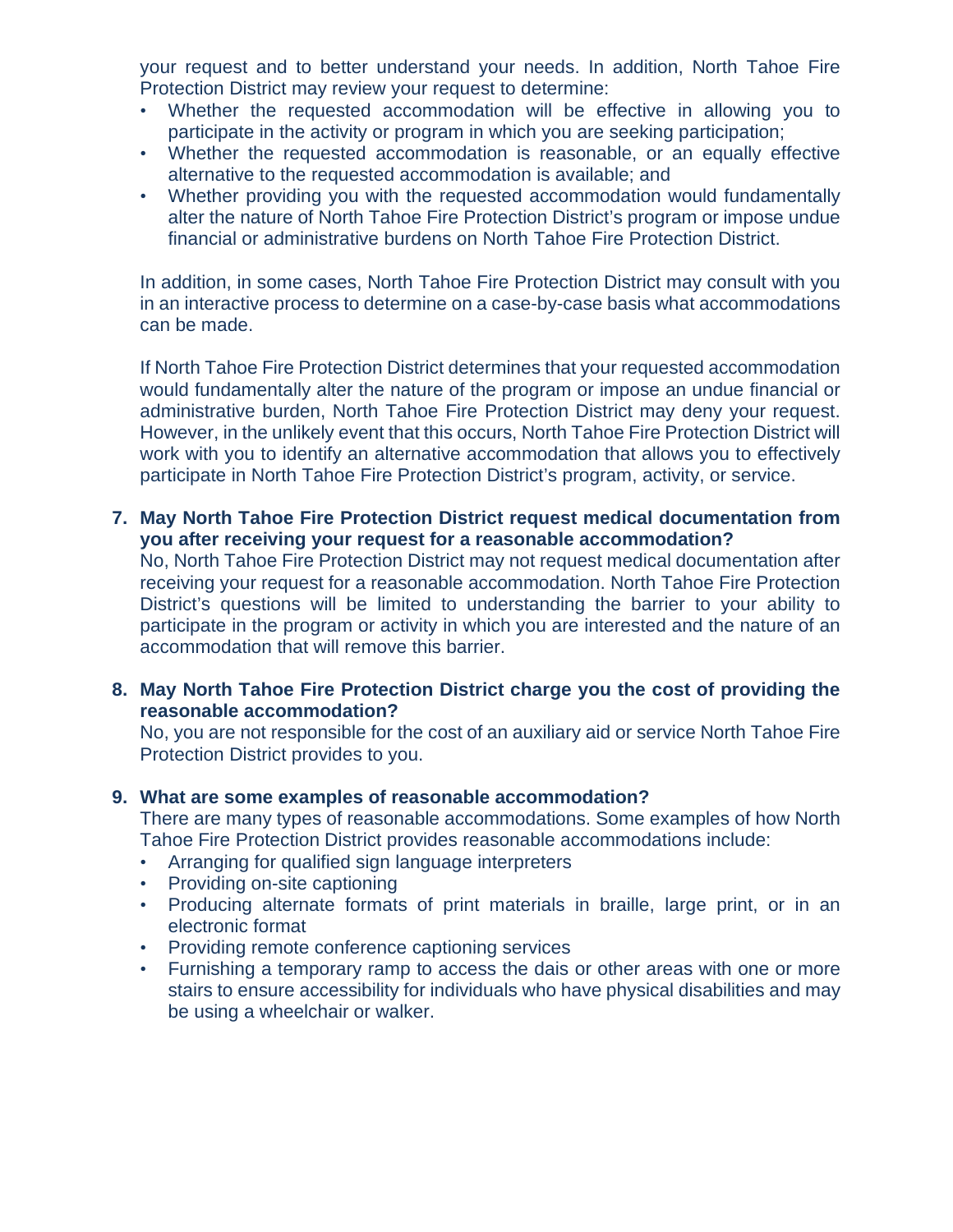your request and to better understand your needs. In addition, North Tahoe Fire Protection District may review your request to determine:

- Whether the requested accommodation will be effective in allowing you to participate in the activity or program in which you are seeking participation;
- Whether the requested accommodation is reasonable, or an equally effective alternative to the requested accommodation is available; and
- Whether providing you with the requested accommodation would fundamentally alter the nature of North Tahoe Fire Protection District's program or impose undue financial or administrative burdens on North Tahoe Fire Protection District.

In addition, in some cases, North Tahoe Fire Protection District may consult with you in an interactive process to determine on a case-by-case basis what accommodations can be made.

If North Tahoe Fire Protection District determines that your requested accommodation would fundamentally alter the nature of the program or impose an undue financial or administrative burden, North Tahoe Fire Protection District may deny your request. However, in the unlikely event that this occurs, North Tahoe Fire Protection District will work with you to identify an alternative accommodation that allows you to effectively participate in North Tahoe Fire Protection District's program, activity, or service.

7. **May North Tahoe Fire Protection District request medical documentation from you after receiving your request for a reasonable accommodation?**
   No, North Tahoe Fire Protection District may not request medical documentation after receiving your request for a reasonable accommodation. North Tahoe Fire Protection District's questions will be limited to understanding the barrier to your ability to participate in the program or activity in which you are interested and the nature of an accommodation that will remove this barrier.

8. **May North Tahoe Fire Protection District charge you the cost of providing the reasonable accommodation?**
   No, you are not responsible for the cost of an auxiliary aid or service North Tahoe Fire Protection District provides to you.

9. **What are some examples of reasonable accommodation?**
   There are many types of reasonable accommodations. Some examples of how North Tahoe Fire Protection District provides reasonable accommodations include:
   - Arranging for qualified sign language interpreters
   - Providing on-site captioning
   - Producing alternate formats of print materials in braille, large print, or in an electronic format
   - Providing remote conference captioning services
   - Furnishing a temporary ramp to access the dais or other areas with one or more stairs to ensure accessibility for individuals who have physical disabilities and may be using a wheelchair or walker.